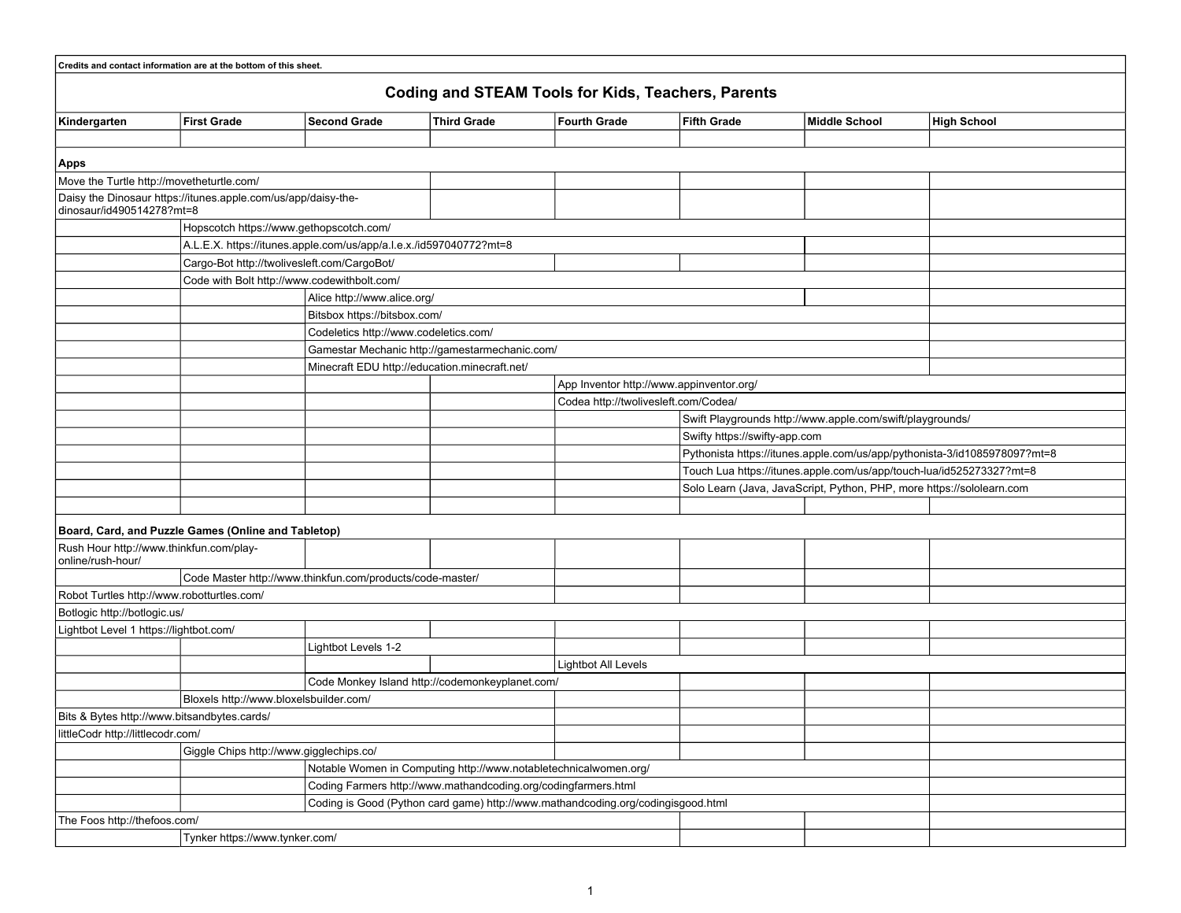Credits and contact information are at the bottom of this sheet.

# Coding and STEAM Tools for Kids, Teachers, Parents

| Kindergarten | First Grade | Second Grade | Third Grade | Fourth Grade | Fifth Grade | Middle School | High School |
|---|---|---|---|---|---|---|---|
| | | | | | | | |
| **Apps** | | | | | | | |
| Move the Turtle http://movetheturtle.com/ | | | | | | | |
| Daisy the Dinosaur https://itunes.apple.com/us/app/daisy-the-dinosaur/id490514278?mt=8 | | | | | | | |
| | Hopscotch https://www.gethopscotch.com/ | | | | | | |
| | A.L.E.X. https://itunes.apple.com/us/app/a.l.e.x./id597040772?mt=8 | | | | | | |
| | Cargo-Bot http://twolivesleft.com/CargoBot/ | | | | | | |
| | Code with Bolt http://www.codewithbolt.com/ | | | | | | |
| | | Alice http://www.alice.org/ | | | | | |
| | | Bitsbox https://bitsbox.com/ | | | | | |
| | | Codeletics http://www.codeletics.com/ | | | | | |
| | | Gamestar Mechanic http://gamestarmechanic.com/ | | | | | |
| | | Minecraft EDU http://education.minecraft.net/ | | | | | |
| | | | | App Inventor http://www.appinventor.org/ | | | |
| | | | | Codea http://twolivesleft.com/Codea/ | | | |
| | | | | | Swift Playgrounds http://www.apple.com/swift/playgrounds/ | | |
| | | | | | Swifty https://swifty-app.com | | |
| | | | | | Pythonista https://itunes.apple.com/us/app/pythonista-3/id1085978097?mt=8 | | |
| | | | | | Touch Lua https://itunes.apple.com/us/app/touch-lua/id525273327?mt=8 | | |
| | | | | | Solo Learn (Java, JavaScript, Python, PHP, more https://sololearn.com | | |
| | | | | | | | |
| **Board, Card, and Puzzle Games (Online and Tabletop)** | | | | | | | |
| Rush Hour http://www.thinkfun.com/play-online/rush-hour/ | | | | | | | |
| | Code Master http://www.thinkfun.com/products/code-master/ | | | | | | |
| Robot Turtles http://www.robotturtles.com/ | | | | | | | |
| Botlogic http://botlogic.us/ | | | | | | | |
| Lightbot Level 1 https://lightbot.com/ | | | | | | | |
| | | Lightbot Levels 1-2 | | | | | |
| | | | | Lightbot All Levels | | | |
| | | Code Monkey Island http://codemonkeyplanet.com/ | | | | | |
| | Bloxels http://www.bloxelsbuilder.com/ | | | | | | |
| Bits & Bytes http://www.bitsandbytes.cards/ | | | | | | | |
| littleCodr http://littlecodr.com/ | | | | | | | |
| | Giggle Chips http://www.gigglechips.co/ | | | | | | |
| | | Notable Women in Computing http://www.notabletechnicalwomen.org/ | | | | | |
| | | Coding Farmers http://www.mathandcoding.org/codingfarmers.html | | | | | |
| | | Coding is Good (Python card game) http://www.mathandcoding.org/codingisgood.html | | | | | |
| The Foos http://thefoos.com/ | | | | | | | |
| | Tynker https://www.tynker.com/ | | | | | | |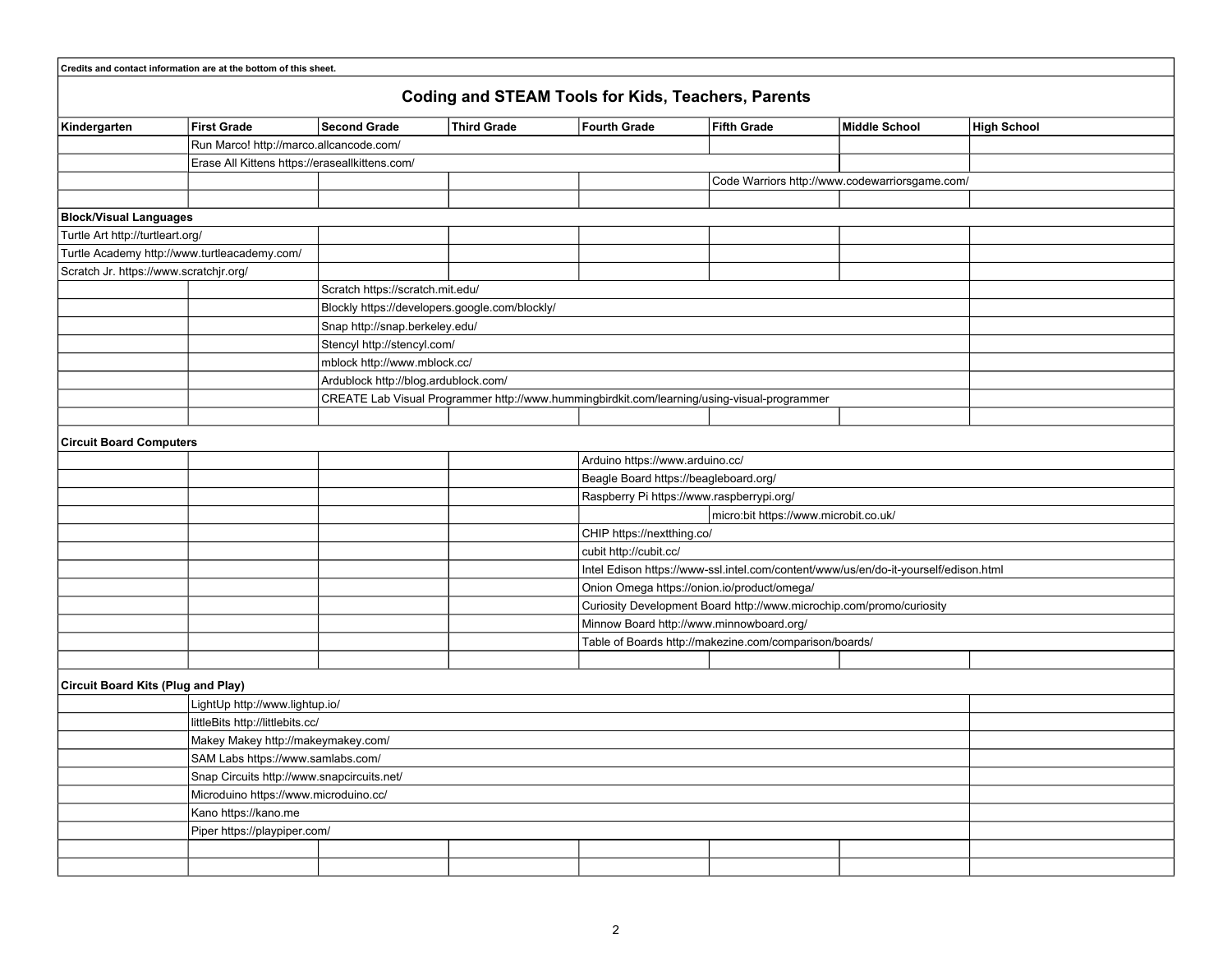Credits and contact information are at the bottom of this sheet.

## Coding and STEAM Tools for Kids, Teachers, Parents

| Kindergarten | First Grade | Second Grade | Third Grade | Fourth Grade | Fifth Grade | Middle School | High School |
|---|---|---|---|---|---|---|---|
| | Run Marco! http://marco.allcancode.com/ | | | | | | |
| | Erase All Kittens https://eraseallkittens.com/ | | | | | | |
| | | | | | Code Warriors http://www.codewarriorsgame.com/ | | |
| | | | | | | | |
| **Block/Visual Languages** | | | | | | | |
| Turtle Art http://turtleart.org/ | | | | | | | |
| Turtle Academy http://www.turtleacademy.com/ | | | | | | | |
| Scratch Jr. https://www.scratchjr.org/ | | | | | | | |
| | | Scratch https://scratch.mit.edu/ | | | | | |
| | | Blockly https://developers.google.com/blockly/ | | | | | |
| | | Snap http://snap.berkeley.edu/ | | | | | |
| | | Stencyl http://stencyl.com/ | | | | | |
| | | mblock http://www.mblock.cc/ | | | | | |
| | | Ardublock http://blog.ardublock.com/ | | | | | |
| | | CREATE Lab Visual Programmer http://www.hummingbirdkit.com/learning/using-visual-programmer | | | | | |
| | | | | | | | |
| **Circuit Board Computers** | | | | | | | |
| | | | | Arduino https://www.arduino.cc/ | | | |
| | | | | Beagle Board https://beagleboard.org/ | | | |
| | | | | Raspberry Pi https://www.raspberrypi.org/ | | | |
| | | | | | micro:bit https://www.microbit.co.uk/ | | |
| | | | | CHIP https://nextthing.co/ | | | |
| | | | | cubit http://cubit.cc/ | | | |
| | | | | Intel Edison https://www-ssl.intel.com/content/www/us/en/do-it-yourself/edison.html | | | |
| | | | | Onion Omega https://onion.io/product/omega/ | | | |
| | | | | Curiosity Development Board http://www.microchip.com/promo/curiosity | | | |
| | | | | Minnow Board http://www.minnowboard.org/ | | | |
| | | | | Table of Boards http://makezine.com/comparison/boards/ | | | |
| | | | | | | | |
| **Circuit Board Kits (Plug and Play)** | | | | | | | |
| | LightUp http://www.lightup.io/ | | | | | | |
| | littleBits http://littlebits.cc/ | | | | | | |
| | Makey Makey http://makeymakey.com/ | | | | | | |
| | SAM Labs https://www.samlabs.com/ | | | | | | |
| | Snap Circuits http://www.snapcircuits.net/ | | | | | | |
| | Microduino https://www.microduino.cc/ | | | | | | |
| | Kano https://kano.me | | | | | | |
| | Piper https://playpiper.com/ | | | | | | |
| | | | | | | | |
| | | | | | | | |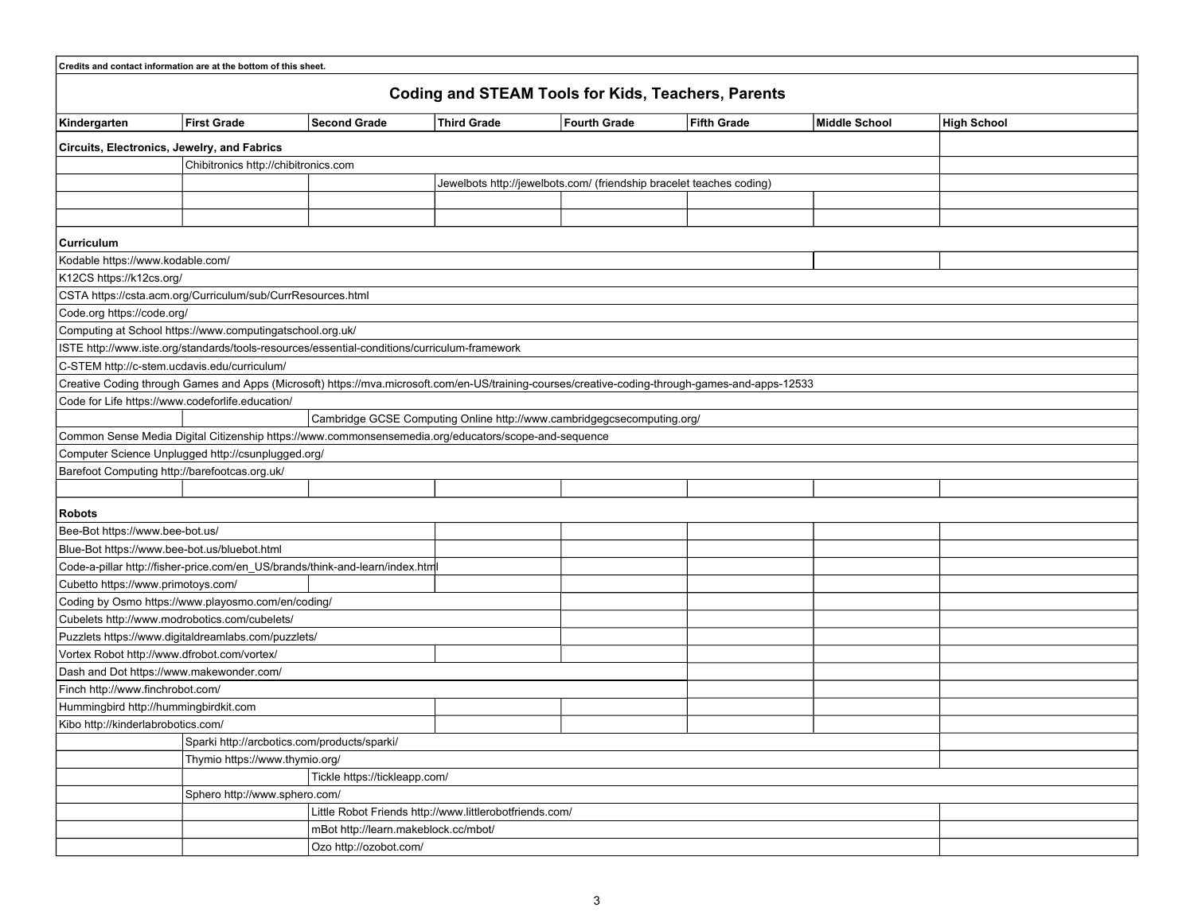Credits and contact information are at the bottom of this sheet.

## Coding and STEAM Tools for Kids, Teachers, Parents

| Kindergarten | First Grade | Second Grade | Third Grade | Fourth Grade | Fifth Grade | Middle School | High School |
|---|---|---|---|---|---|---|---|
| **Circuits, Electronics, Jewelry, and Fabrics** | | | | | | | |
| | Chibitronics http://chibitronics.com | | | | | | |
| | | | Jewelbots http://jewelbots.com/ (friendship bracelet teaches coding) | | | | |
| | | | | | | | |
| | | | | | | | |
| **Curriculum** | | | | | | | |
| Kodable https://www.kodable.com/ | | | | | | | |
| K12CS https://k12cs.org/ | | | | | | | |
| CSTA https://csta.acm.org/Curriculum/sub/CurrResources.html | | | | | | | |
| Code.org https://code.org/ | | | | | | | |
| Computing at School https://www.computingatschool.org.uk/ | | | | | | | |
| ISTE http://www.iste.org/standards/tools-resources/essential-conditions/curriculum-framework | | | | | | | |
| C-STEM http://c-stem.ucdavis.edu/curriculum/ | | | | | | | |
| Creative Coding through Games and Apps (Microsoft) https://mva.microsoft.com/en-US/training-courses/creative-coding-through-games-and-apps-12533 | | | | | | | |
| Code for Life https://www.codeforlife.education/ | | | | | | | |
| | | Cambridge GCSE Computing Online http://www.cambridgegcsecomputing.org/ | | | | | |
| Common Sense Media Digital Citizenship https://www.commonsensemedia.org/educators/scope-and-sequence | | | | | | | |
| Computer Science Unplugged http://csunplugged.org/ | | | | | | | |
| Barefoot Computing http://barefootcas.org.uk/ | | | | | | | |
| | | | | | | | |
| **Robots** | | | | | | | |
| Bee-Bot https://www.bee-bot.us/ | | | | | | | |
| Blue-Bot https://www.bee-bot.us/bluebot.html | | | | | | | |
| Code-a-pillar http://fisher-price.com/en_US/brands/think-and-learn/index.html | | | | | | | |
| Cubetto https://www.primotoys.com/ | | | | | | | |
| Coding by Osmo https://www.playosmo.com/en/coding/ | | | | | | | |
| Cubelets http://www.modrobotics.com/cubelets/ | | | | | | | |
| Puzzlets https://www.digitaldreamlabs.com/puzzlets/ | | | | | | | |
| Vortex Robot http://www.dfrobot.com/vortex/ | | | | | | | |
| Dash and Dot https://www.makewonder.com/ | | | | | | | |
| Finch http://www.finchrobot.com/ | | | | | | | |
| Hummingbird http://hummingbirdkit.com | | | | | | | |
| Kibo http://kinderlabrobotics.com/ | | | | | | | |
| | Sparki http://arcbotics.com/products/sparki/ | | | | | | |
| | Thymio https://www.thymio.org/ | | | | | | |
| | | Tickle https://tickleapp.com/ | | | | | |
| | Sphero http://www.sphero.com/ | | | | | | |
| | | Little Robot Friends http://www.littlerobotfriends.com/ | | | | | |
| | | mBot http://learn.makeblock.cc/mbot/ | | | | | |
| | | Ozo http://ozobot.com/ | | | | | |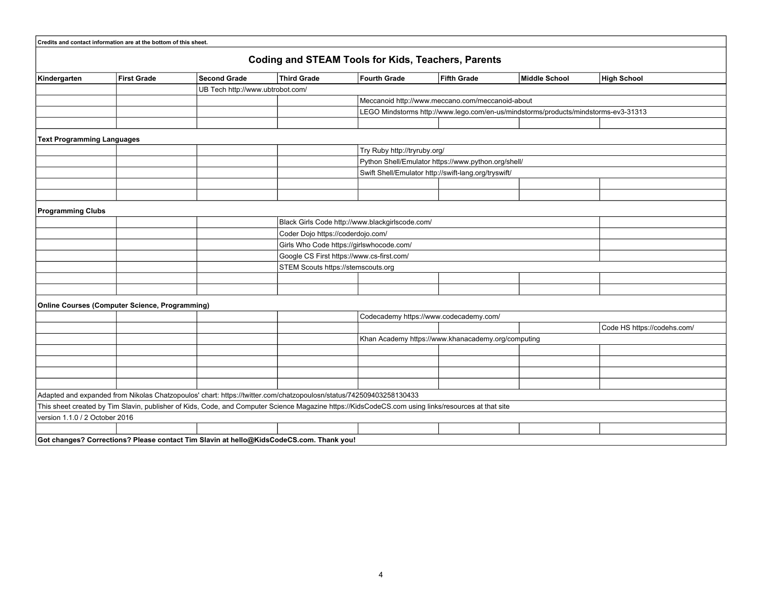Credits and contact information are at the bottom of this sheet.

## Coding and STEAM Tools for Kids, Teachers, Parents

| Kindergarten | First Grade | Second Grade | Third Grade | Fourth Grade | Fifth Grade | Middle School | High School |
|---|---|---|---|---|---|---|---|
| | | UB Tech http://www.ubtrobot.com/ | | | | | |
| | | | | Meccanoid http://www.meccano.com/meccanoid-about | | | |
| | | | | LEGO Mindstorms http://www.lego.com/en-us/mindstorms/products/mindstorms-ev3-31313 | | | |
| | | | | | | | |
| **Text Programming Languages** | | | | | | | |
| | | | | Try Ruby http://tryruby.org/ | | | |
| | | | | Python Shell/Emulator https://www.python.org/shell/ | | | |
| | | | | Swift Shell/Emulator http://swift-lang.org/tryswift/ | | | |
| | | | | | | | |
| | | | | | | | |
| **Programming Clubs** | | | | | | | |
| | | | Black Girls Code http://www.blackgirlscode.com/ | | | | |
| | | | Coder Dojo https://coderdojo.com/ | | | | |
| | | | Girls Who Code https://girlswhocode.com/ | | | | |
| | | | Google CS First https://www.cs-first.com/ | | | | |
| | | | STEM Scouts https://stemscouts.org | | | | |
| | | | | | | | |
| | | | | | | | |
| **Online Courses (Computer Science, Programming)** | | | | | | | |
| | | | | Codecademy https://www.codecademy.com/ | | | |
| | | | | | | | Code HS https://codehs.com/ |
| | | | | Khan Academy https://www.khanacademy.org/computing | | | |
| | | | | | | | |
| | | | | | | | |
| | | | | | | | |
| | | | | | | | |

Adapted and expanded from Nikolas Chatzopoulos' chart: https://twitter.com/chatzopoulosn/status/742509403258130433

This sheet created by Tim Slavin, publisher of Kids, Code, and Computer Science Magazine https://KidsCodeCS.com using links/resources at that site

version 1.1.0 / 2 October 2016

**Got changes? Corrections? Please contact Tim Slavin at hello@KidsCodeCS.com. Thank you!**